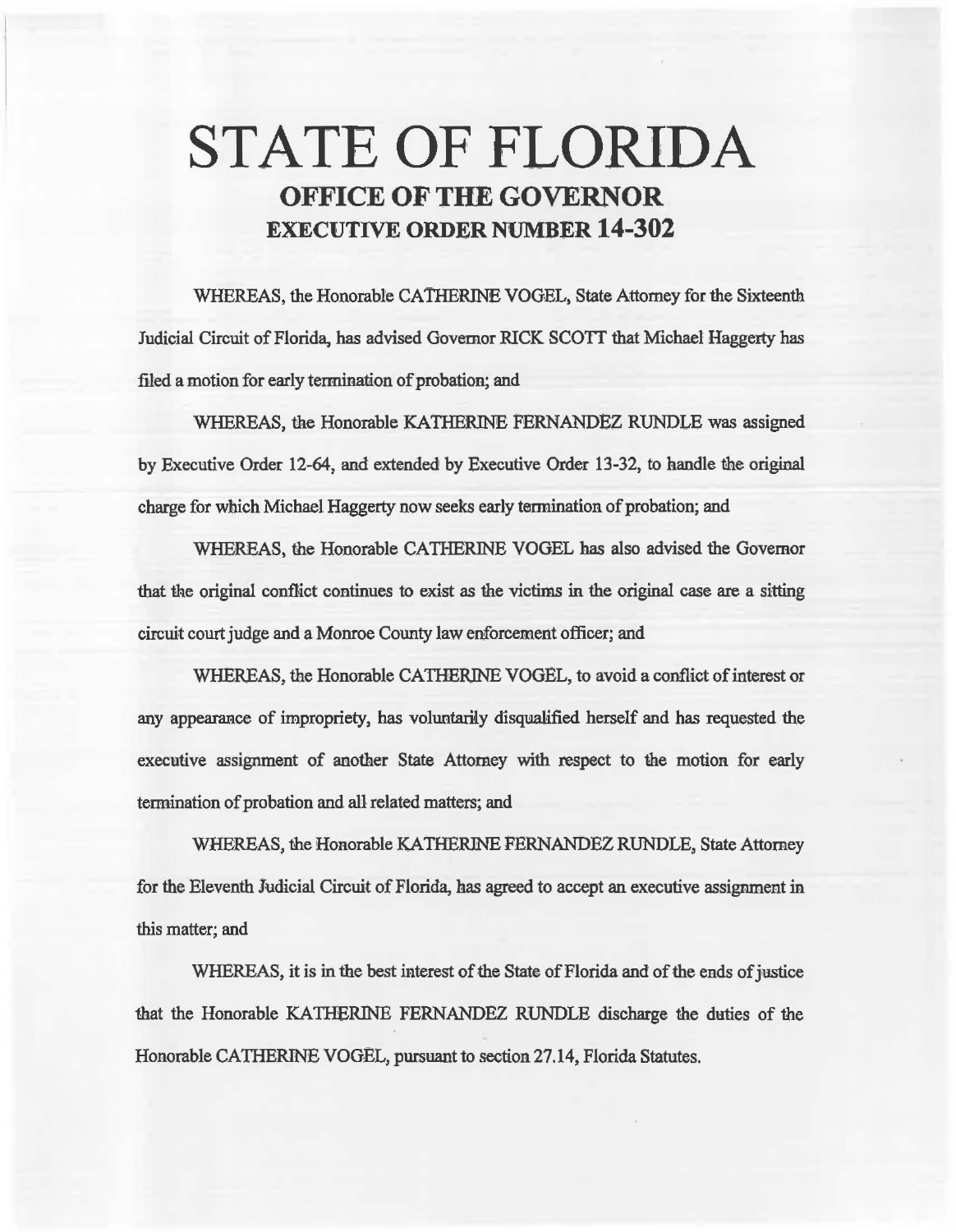# STATE OF FLORIDA

## OFFICE OF THE GOVERNOR

## EXECUTIVE ORDER NUMBER 14-302

WHEREAS, the Honorable CATHERINE VOGEL, State Attorney for the Sixteenth Judicial Circuit of Florida, has advised Governor RICK SCOTT that Michael Haggerty has filed a motion for early termination of probation; and

WHEREAS, the Honorable KATHERINE FERNANDEZ RUNDLE was assigned by Executive Order 12-64, and extended by Executive Order 13-32, to handle the original charge for which Michael Haggerty now seeks early termination of probation; and

WHEREAS, the Honorable CATHERINE VOGEL has also advised the Governor that the original conflict continues to exist as the victims in the original case are a sitting circuit court judge and a Monroe County law enforcement officer; and

WHEREAS, the Honorable CATHERINE VOGEL, to avoid a conflict of interest or any appearance of impropriety, has voluntarily disqualified herself and has requested the executive assignment of another State Attorney with respect to the motion for early termination of probation and all related matters; and

WHEREAS, the Honorable KATHERINE FERNANDEZ RUNDLE, State Attorney for the Eleventh Judicial Circuit of Florida, has agreed to accept an executive assignment in this matter; and

WHEREAS, it is in the best interest of the State of Florida and of the ends of justice that the Honorable KATHERINE FERNANDEZ RUNDLE discharge the duties of the Honorable CATHERINE VOGEL, pursuant to section 27.14, Florida Statutes.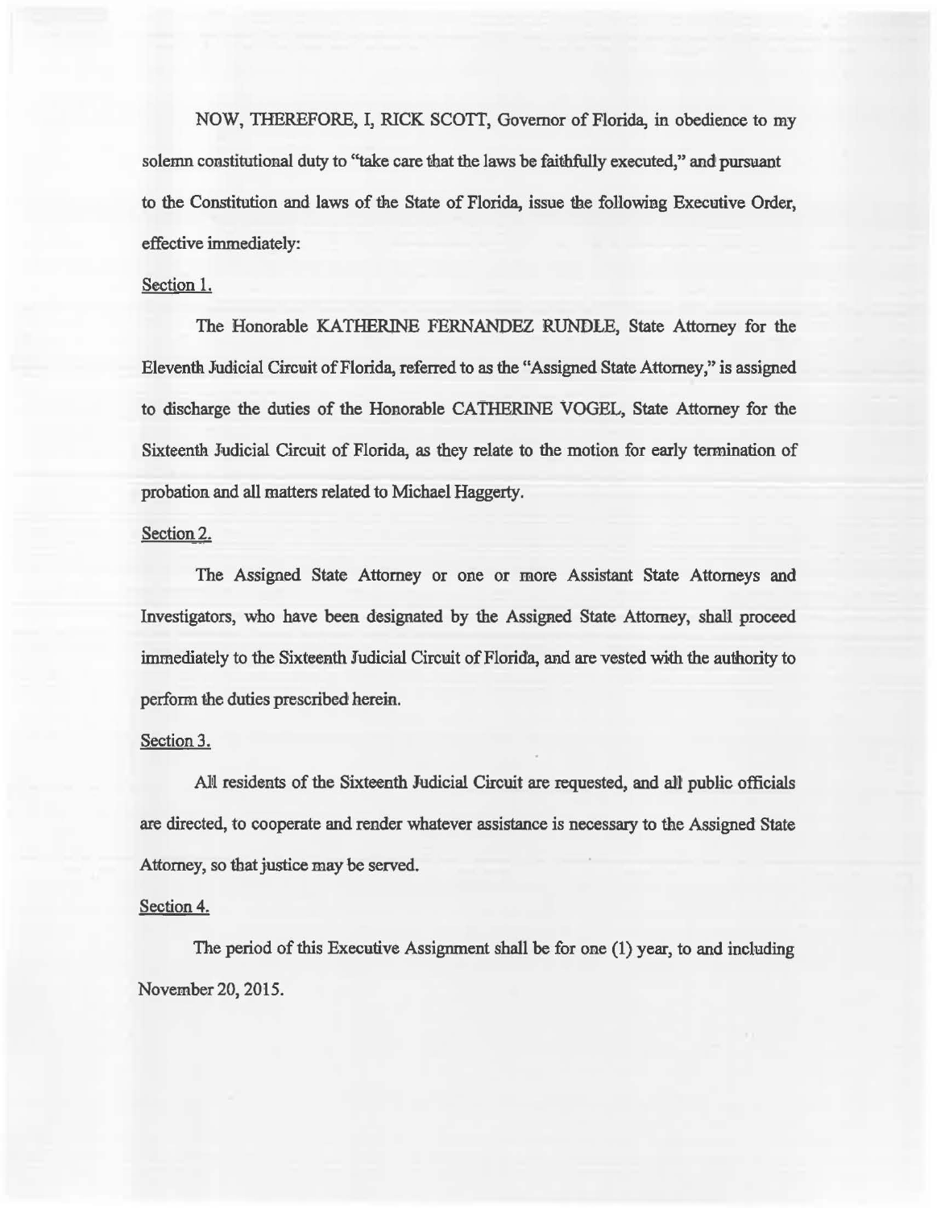NOW, THEREFORE, I, RICK SCOTT, Governor of Florida, in obedience to my solemn constitutional duty to "take care that the laws be faithfully executed," and pursuant to the Constitution and laws of the State of Florida, issue the following Executive Order, effective immediately:

Section 1.

The Honorable KATHERINE FERNANDEZ RUNDLE, State Attorney for the Eleventh Judicial Circuit of Florida, referred to as the "Assigned State Attorney," is assigned to discharge the duties of the Honorable CATHERINE VOGEL, State Attorney for the Sixteenth Judicial Circuit of Florida, as they relate to the motion for early termination of probation and all matters related to Michael Haggerty.

Section 2.

The Assigned State Attorney or one or more Assistant State Attorneys and Investigators, who have been designated by the Assigned State Attorney, shall proceed immediately to the Sixteenth Judicial Circuit of Florida, and are vested with the authority to perform the duties prescribed herein.

Section 3.

All residents of the Sixteenth Judicial Circuit are requested, and all public officials are directed, to cooperate and render whatever assistance is necessary to the Assigned State Attorney, so that justice may be served.

Section 4.

The period of this Executive Assignment shall be for one (1) year, to and including November 20, 2015.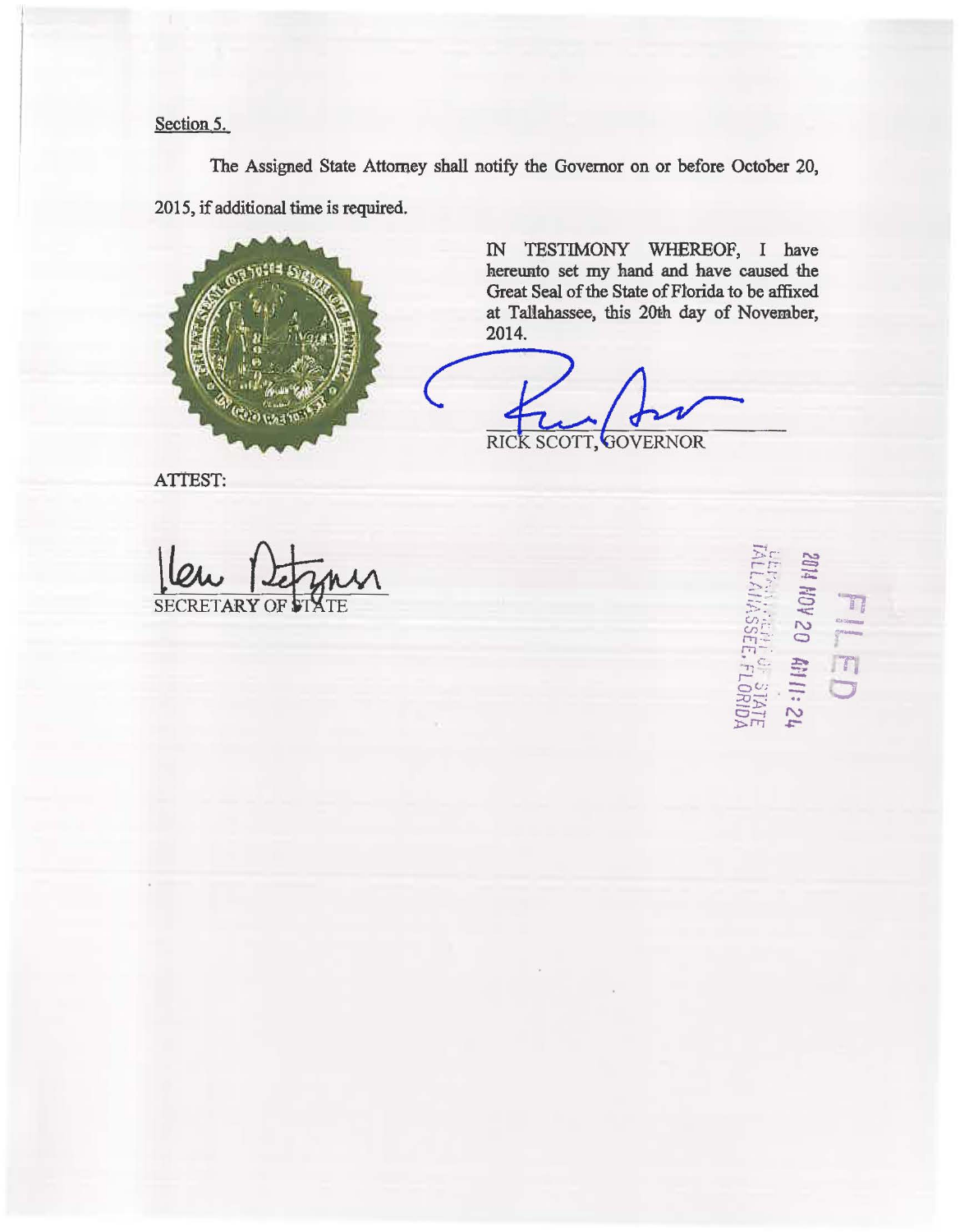Section 5.

The Assigned State Attorney shall notify the Governor on or before October 20, 2015, if additional time is required.

IN TESTIMONY WHEREOF, I have hereunto set my hand and have caused the Great Seal of the State of Florida to be affixed at Tallahassee, this 20th day of November, 2014.

RICK SCOTT, GOVERNOR

ATTEST:

SECRETARY OF STATE

FILED

2014 NOV 20 AM 11:24

DEPARTMENT OF STATE
TALLAHASSEE, FLORIDA